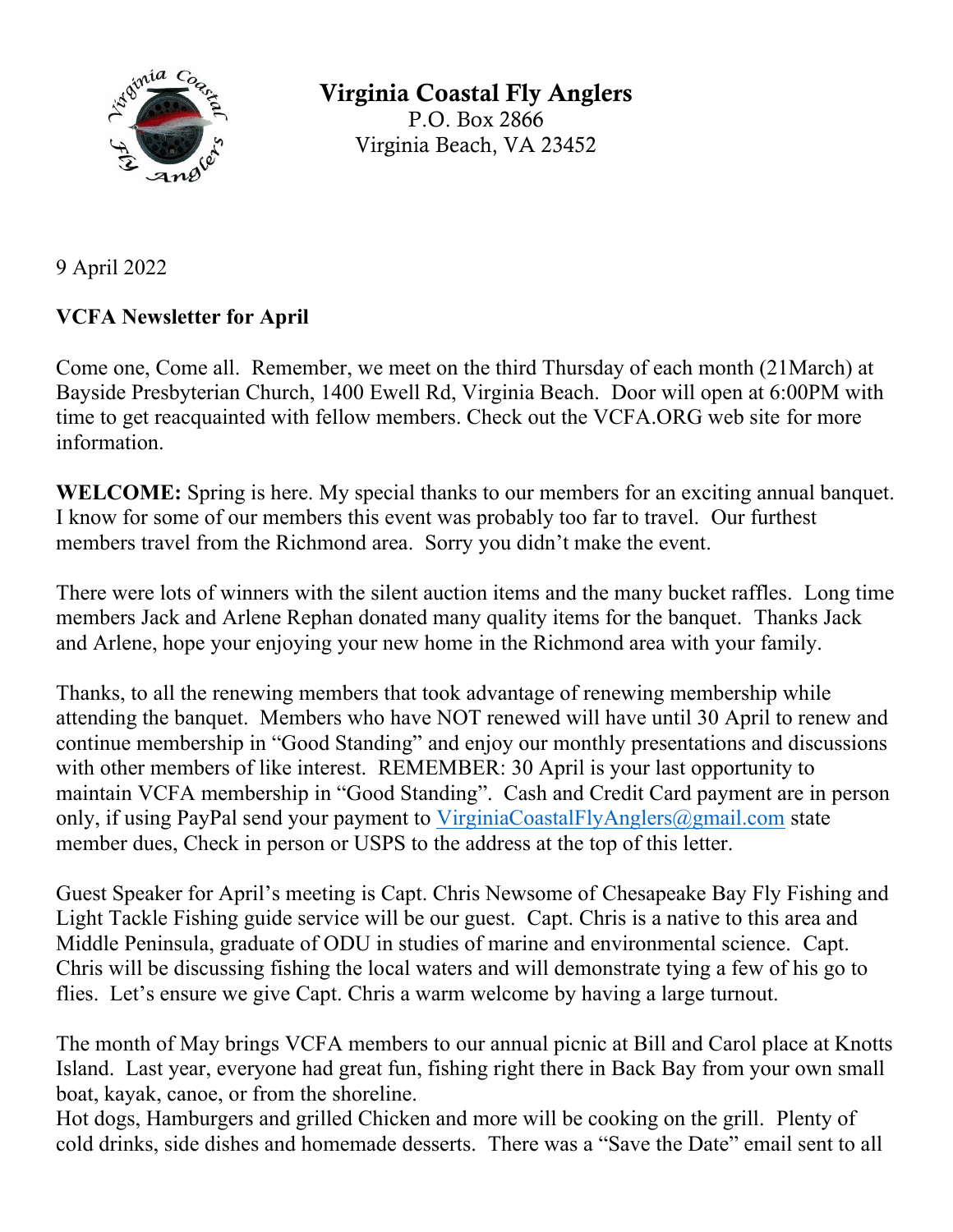**Virginia Coastal Fly Anglers**
P.O. Box 2866
Virginia Beach, VA 23452

9 April 2022

**VCFA Newsletter for April**

Come one, Come all. Remember, we meet on the third Thursday of each month (21March) at Bayside Presbyterian Church, 1400 Ewell Rd, Virginia Beach. Door will open at 6:00PM with time to get reacquainted with fellow members. Check out the VCFA.ORG web site for more information.

**WELCOME:** Spring is here. My special thanks to our members for an exciting annual banquet. I know for some of our members this event was probably too far to travel. Our furthest members travel from the Richmond area. Sorry you didn't make the event.

There were lots of winners with the silent auction items and the many bucket raffles. Long time members Jack and Arlene Rephan donated many quality items for the banquet. Thanks Jack and Arlene, hope your enjoying your new home in the Richmond area with your family.

Thanks, to all the renewing members that took advantage of renewing membership while attending the banquet. Members who have NOT renewed will have until 30 April to renew and continue membership in "Good Standing" and enjoy our monthly presentations and discussions with other members of like interest. REMEMBER: 30 April is your last opportunity to maintain VCFA membership in "Good Standing". Cash and Credit Card payment are in person only, if using PayPal send your payment to VirginiaCoastalFlyAnglers@gmail.com state member dues, Check in person or USPS to the address at the top of this letter.

Guest Speaker for April's meeting is Capt. Chris Newsome of Chesapeake Bay Fly Fishing and Light Tackle Fishing guide service will be our guest. Capt. Chris is a native to this area and Middle Peninsula, graduate of ODU in studies of marine and environmental science. Capt. Chris will be discussing fishing the local waters and will demonstrate tying a few of his go to flies. Let's ensure we give Capt. Chris a warm welcome by having a large turnout.

The month of May brings VCFA members to our annual picnic at Bill and Carol place at Knotts Island. Last year, everyone had great fun, fishing right there in Back Bay from your own small boat, kayak, canoe, or from the shoreline.
Hot dogs, Hamburgers and grilled Chicken and more will be cooking on the grill. Plenty of cold drinks, side dishes and homemade desserts. There was a "Save the Date" email sent to all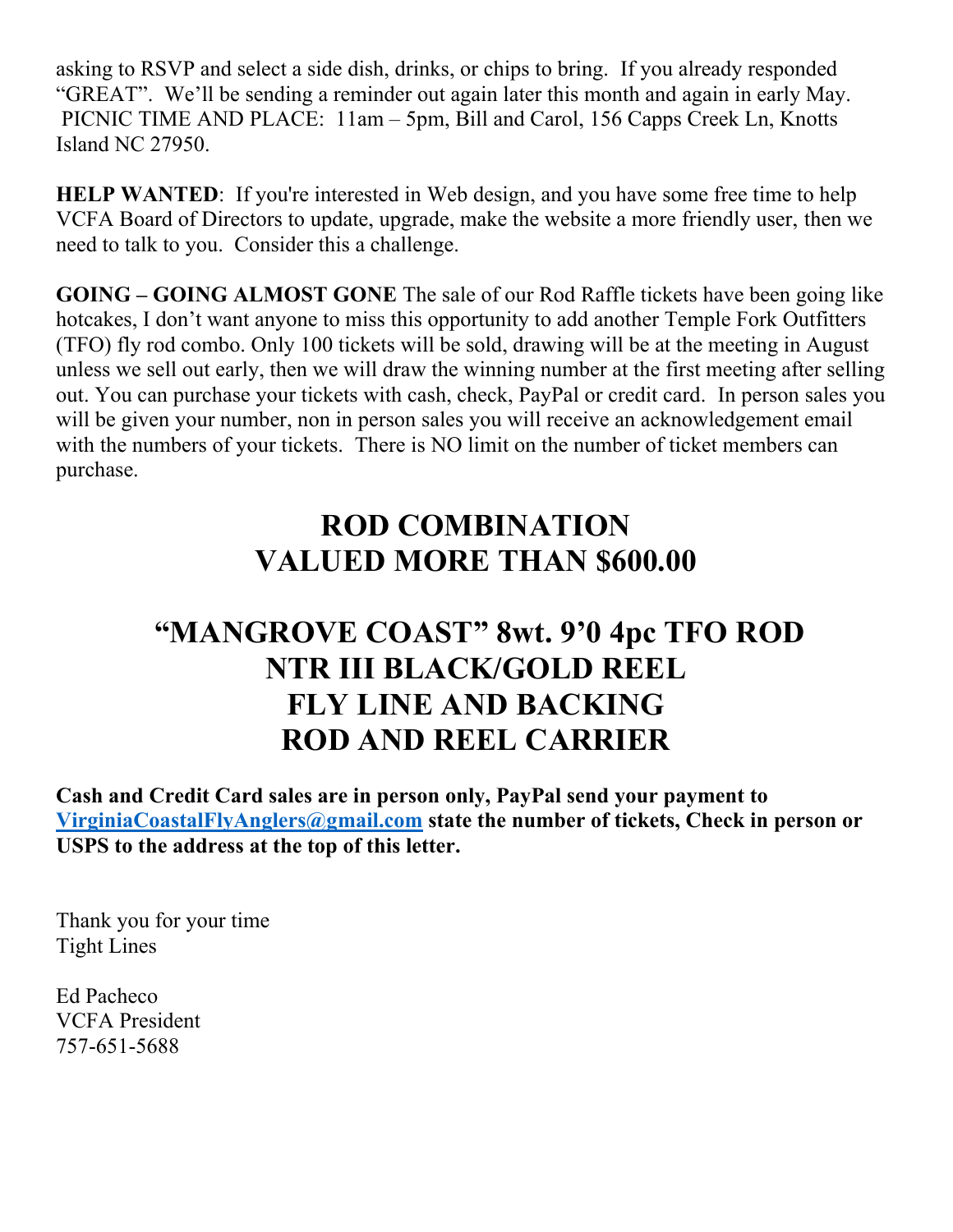asking to RSVP and select a side dish, drinks, or chips to bring. If you already responded "GREAT". We'll be sending a reminder out again later this month and again in early May. PICNIC TIME AND PLACE: 11am – 5pm, Bill and Carol, 156 Capps Creek Ln, Knotts Island NC 27950.

**HELP WANTED**: If you're interested in Web design, and you have some free time to help VCFA Board of Directors to update, upgrade, make the website a more friendly user, then we need to talk to you. Consider this a challenge.

**GOING – GOING ALMOST GONE** The sale of our Rod Raffle tickets have been going like hotcakes, I don't want anyone to miss this opportunity to add another Temple Fork Outfitters (TFO) fly rod combo. Only 100 tickets will be sold, drawing will be at the meeting in August unless we sell out early, then we will draw the winning number at the first meeting after selling out. You can purchase your tickets with cash, check, PayPal or credit card. In person sales you will be given your number, non in person sales you will receive an acknowledgement email with the numbers of your tickets. There is NO limit on the number of ticket members can purchase.

## ROD COMBINATION
## VALUED MORE THAN $600.00

## "MANGROVE COAST" 8wt. 9'0 4pc TFO ROD
## NTR III BLACK/GOLD REEL
## FLY LINE AND BACKING
## ROD AND REEL CARRIER

**Cash and Credit Card sales are in person only, PayPal send your payment to VirginiaCoastalFlyAnglers@gmail.com state the number of tickets, Check in person or USPS to the address at the top of this letter.**

Thank you for your time
Tight Lines

Ed Pacheco
VCFA President
757-651-5688